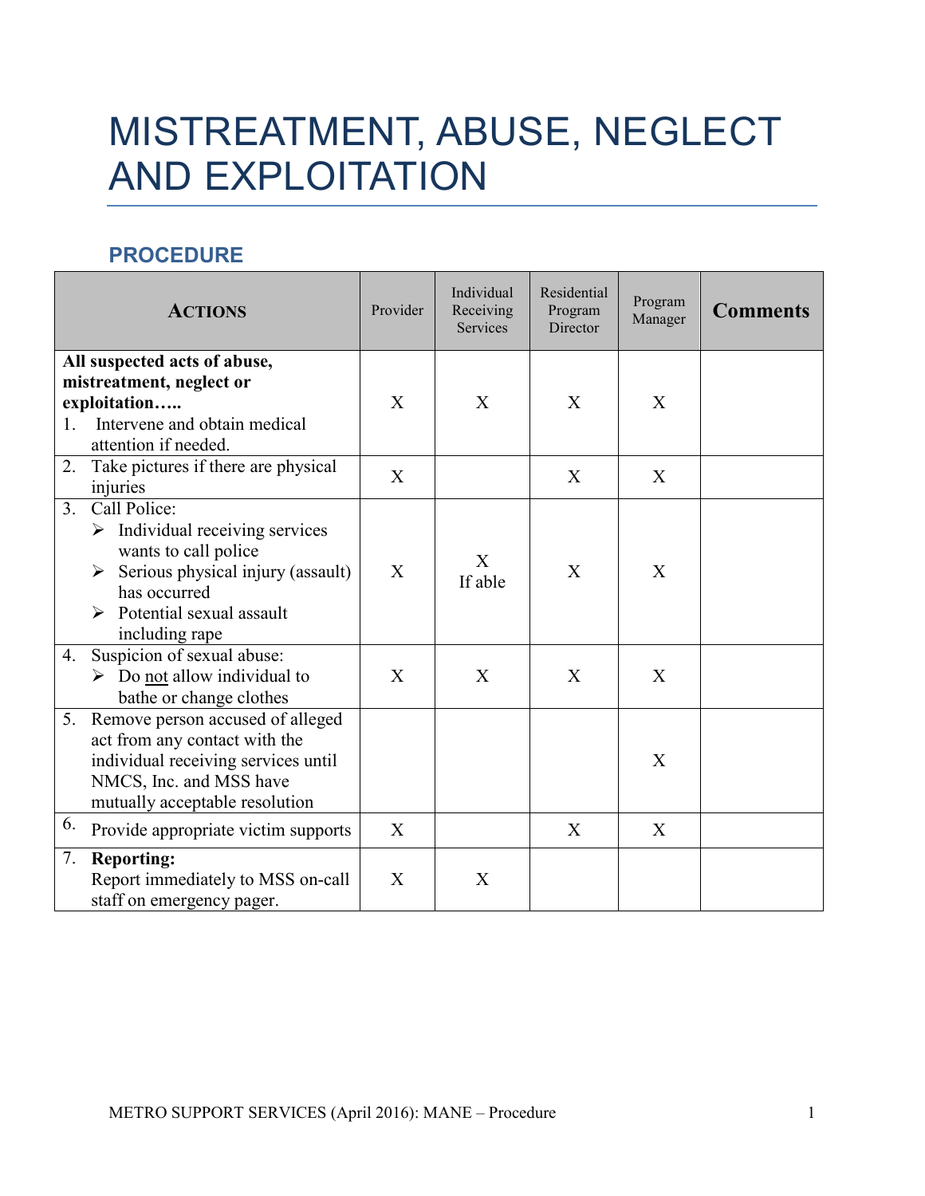# MISTREATMENT, ABUSE, NEGLECT AND EXPLOITATION

## PROCEDURE

| ACTIONS | Provider | Individual Receiving Services | Residential Program Director | Program Manager | Comments |
|---|---|---|---|---|---|
| **All suspected acts of abuse, mistreatment, neglect or exploitation…..**<br>1. Intervene and obtain medical attention if needed. | X | X | X | X | |
| 2. Take pictures if there are physical injuries | X | | X | X | |
| 3. Call Police:<br>➢ Individual receiving services wants to call police<br>➢ Serious physical injury (assault) has occurred<br>➢ Potential sexual assault including rape | X | X<br>If able | X | X | |
| 4. Suspicion of sexual abuse:<br>➢ Do <u>not</u> allow individual to bathe or change clothes | X | X | X | X | |
| 5. Remove person accused of alleged act from any contact with the individual receiving services until NMCS, Inc. and MSS have mutually acceptable resolution | | | | X | |
| 6. Provide appropriate victim supports | X | | X | X | |
| 7. **Reporting:**<br>Report immediately to MSS on-call staff on emergency pager. | X | X | | | |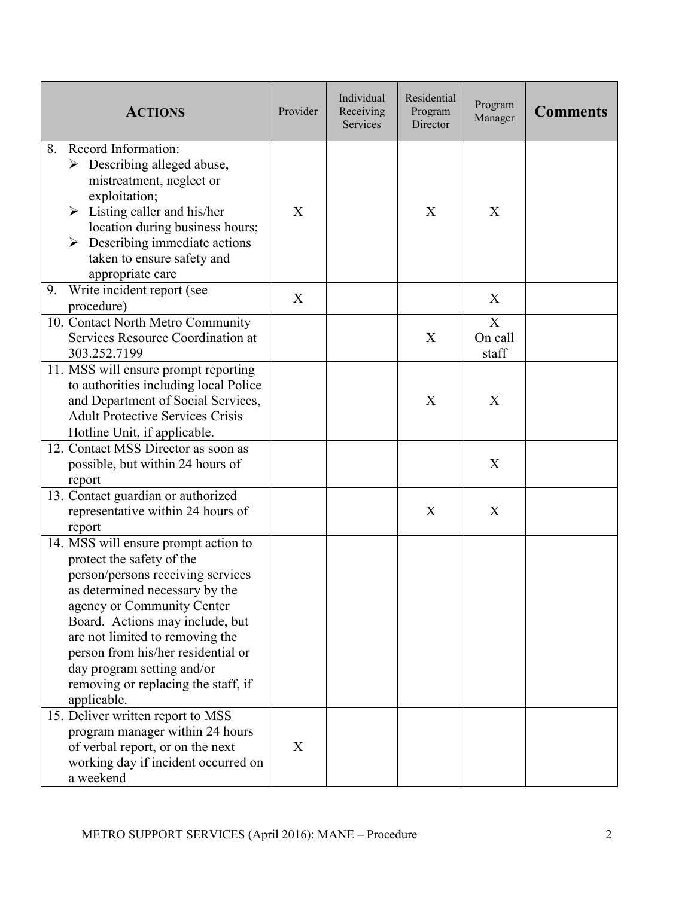| **ACTIONS** | Provider | Individual Receiving Services | Residential Program Director | Program Manager | **Comments** |
|---|---|---|---|---|---|
| 8. Record Information:<br>➢ Describing alleged abuse, mistreatment, neglect or exploitation;<br>➢ Listing caller and his/her location during business hours;<br>➢ Describing immediate actions taken to ensure safety and appropriate care | X | | X | X | |
| 9. Write incident report (see procedure) | X | | | X | |
| 10. Contact North Metro Community Services Resource Coordination at 303.252.7199 | | | X | X On call staff | |
| 11. MSS will ensure prompt reporting to authorities including local Police and Department of Social Services, Adult Protective Services Crisis Hotline Unit, if applicable. | | | X | X | |
| 12. Contact MSS Director as soon as possible, but within 24 hours of report | | | | X | |
| 13. Contact guardian or authorized representative within 24 hours of report | | | X | X | |
| 14. MSS will ensure prompt action to protect the safety of the person/persons receiving services as determined necessary by the agency or Community Center Board. Actions may include, but are not limited to removing the person from his/her residential or day program setting and/or removing or replacing the staff, if applicable. | | | | | |
| 15. Deliver written report to MSS program manager within 24 hours of verbal report, or on the next working day if incident occurred on a weekend | X | | | | |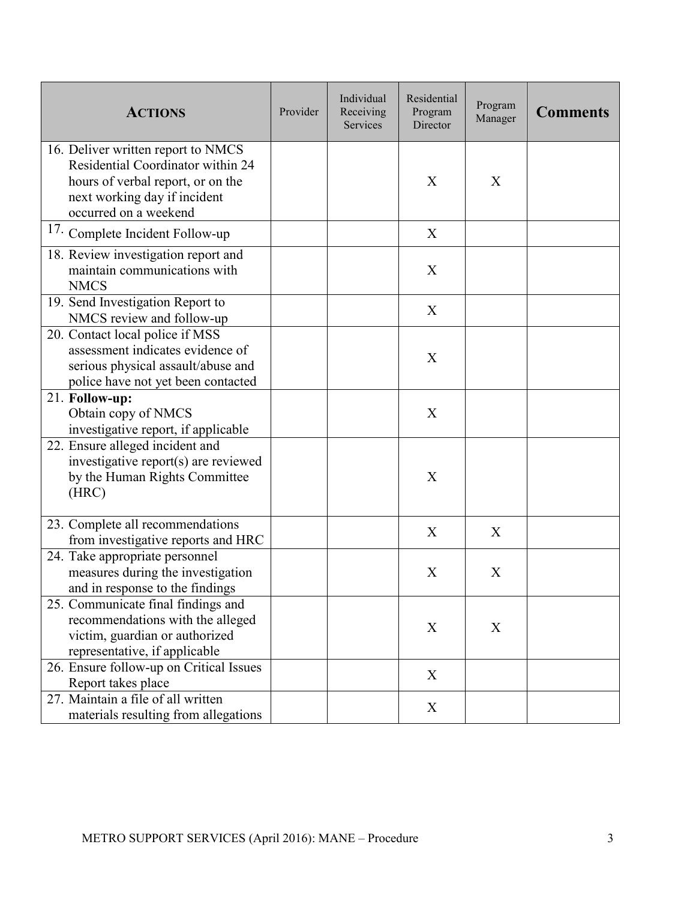| ACTIONS | Provider | Individual Receiving Services | Residential Program Director | Program Manager | Comments |
|---|---|---|---|---|---|
| 16. Deliver written report to NMCS Residential Coordinator within 24 hours of verbal report, or on the next working day if incident occurred on a weekend | | | X | X | |
| 17. Complete Incident Follow-up | | | X | | |
| 18. Review investigation report and maintain communications with NMCS | | | X | | |
| 19. Send Investigation Report to NMCS review and follow-up | | | X | | |
| 20. Contact local police if MSS assessment indicates evidence of serious physical assault/abuse and police have not yet been contacted | | | X | | |
| 21. **Follow-up:** Obtain copy of NMCS investigative report, if applicable | | | X | | |
| 22. Ensure alleged incident and investigative report(s) are reviewed by the Human Rights Committee (HRC) | | | X | | |
| 23. Complete all recommendations from investigative reports and HRC | | | X | X | |
| 24. Take appropriate personnel measures during the investigation and in response to the findings | | | X | X | |
| 25. Communicate final findings and recommendations with the alleged victim, guardian or authorized representative, if applicable | | | X | X | |
| 26. Ensure follow-up on Critical Issues Report takes place | | | X | | |
| 27. Maintain a file of all written materials resulting from allegations | | | X | | |